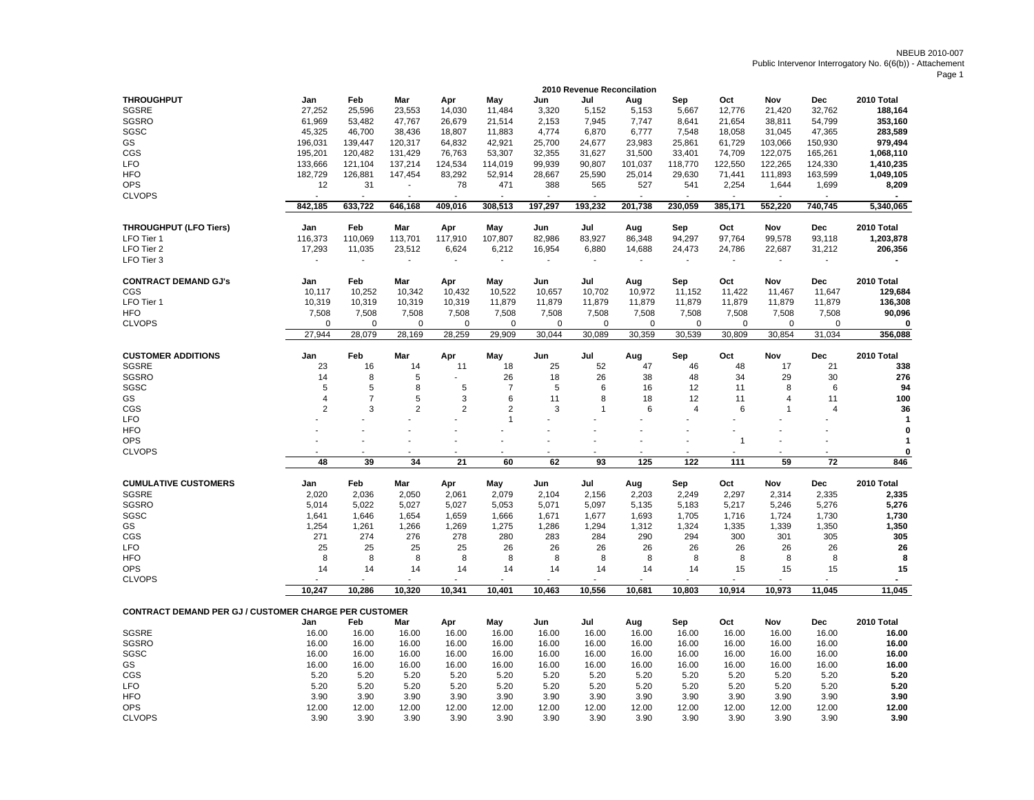NBEUB 2010-007
Public Intervenor Interrogatory No. 6(6(b)) - Attachement

## 2010 Revenue Reconcilation

| THROUGHPUT | Jan | Feb | Mar | Apr | May | Jun | Jul | Aug | Sep | Oct | Nov | Dec | 2010 Total |
|---|---|---|---|---|---|---|---|---|---|---|---|---|---|
| SGSRE | 27,252 | 25,596 | 23,553 | 14,030 | 11,484 | 3,320 | 5,152 | 5,153 | 5,667 | 12,776 | 21,420 | 32,762 | **188,164** |
| SGSRO | 61,969 | 53,482 | 47,767 | 26,679 | 21,514 | 2,153 | 7,945 | 7,747 | 8,641 | 21,654 | 38,811 | 54,799 | **353,160** |
| SGSC | 45,325 | 46,700 | 38,436 | 18,807 | 11,883 | 4,774 | 6,870 | 6,777 | 7,548 | 18,058 | 31,045 | 47,365 | **283,589** |
| GS | 196,031 | 139,447 | 120,317 | 64,832 | 42,921 | 25,700 | 24,677 | 23,983 | 25,861 | 61,729 | 103,066 | 150,930 | **979,494** |
| CGS | 195,201 | 120,482 | 131,429 | 76,763 | 53,307 | 32,355 | 31,627 | 31,500 | 33,401 | 74,709 | 122,075 | 165,261 | **1,068,110** |
| LFO | 133,666 | 121,104 | 137,214 | 124,534 | 114,019 | 99,939 | 90,807 | 101,037 | 118,770 | 122,550 | 122,265 | 124,330 | **1,410,235** |
| HFO | 182,729 | 126,881 | 147,454 | 83,292 | 52,914 | 28,667 | 25,590 | 25,014 | 29,630 | 71,441 | 111,893 | 163,599 | **1,049,105** |
| OPS | 12 | 31 | - | 78 | 471 | 388 | 565 | 527 | 541 | 2,254 | 1,644 | 1,699 | **8,209** |
| CLVOPS | - | - | - | - | - | - | - | - | - | - | - | - | **-** |
| | **842,185** | **633,722** | **646,168** | **409,016** | **308,513** | **197,297** | **193,232** | **201,738** | **230,059** | **385,171** | **552,220** | **740,745** | **5,340,065** |

| THROUGHPUT (LFO Tiers) | Jan | Feb | Mar | Apr | May | Jun | Jul | Aug | Sep | Oct | Nov | Dec | 2010 Total |
|---|---|---|---|---|---|---|---|---|---|---|---|---|---|
| LFO Tier 1 | 116,373 | 110,069 | 113,701 | 117,910 | 107,807 | 82,986 | 83,927 | 86,348 | 94,297 | 97,764 | 99,578 | 93,118 | **1,203,878** |
| LFO Tier 2 | 17,293 | 11,035 | 23,512 | 6,624 | 6,212 | 16,954 | 6,880 | 14,688 | 24,473 | 24,786 | 22,687 | 31,212 | **206,356** |
| LFO Tier 3 | - | - | - | - | - | - | - | - | - | - | - | - | **-** |

| CONTRACT DEMAND GJ's | Jan | Feb | Mar | Apr | May | Jun | Jul | Aug | Sep | Oct | Nov | Dec | 2010 Total |
|---|---|---|---|---|---|---|---|---|---|---|---|---|---|
| CGS | 10,117 | 10,252 | 10,342 | 10,432 | 10,522 | 10,657 | 10,702 | 10,972 | 11,152 | 11,422 | 11,467 | 11,647 | **129,684** |
| LFO Tier 1 | 10,319 | 10,319 | 10,319 | 10,319 | 11,879 | 11,879 | 11,879 | 11,879 | 11,879 | 11,879 | 11,879 | 11,879 | **136,308** |
| HFO | 7,508 | 7,508 | 7,508 | 7,508 | 7,508 | 7,508 | 7,508 | 7,508 | 7,508 | 7,508 | 7,508 | 7,508 | **90,096** |
| CLVOPS | 0 | 0 | 0 | 0 | 0 | 0 | 0 | 0 | 0 | 0 | 0 | 0 | **0** |
| | 27,944 | 28,079 | 28,169 | 28,259 | 29,909 | 30,044 | 30,089 | 30,359 | 30,539 | 30,809 | 30,854 | 31,034 | **356,088** |

| CUSTOMER ADDITIONS | Jan | Feb | Mar | Apr | May | Jun | Jul | Aug | Sep | Oct | Nov | Dec | 2010 Total |
|---|---|---|---|---|---|---|---|---|---|---|---|---|---|
| SGSRE | 23 | 16 | 14 | 11 | 18 | 25 | 52 | 47 | 46 | 48 | 17 | 21 | **338** |
| SGSRO | 14 | 8 | 5 | - | 26 | 18 | 26 | 38 | 48 | 34 | 29 | 30 | **276** |
| SGSC | 5 | 5 | 8 | 5 | 7 | 5 | 6 | 16 | 12 | 11 | 8 | 6 | **94** |
| GS | 4 | 7 | 5 | 3 | 6 | 11 | 8 | 18 | 12 | 11 | 4 | 11 | **100** |
| CGS | 2 | 3 | 2 | 2 | 2 | 3 | 1 | 6 | 4 | 6 | 1 | 4 | **36** |
| LFO | - | - | - | - | 1 | - | - | - | - | - | - | - | **1** |
| HFO | - | - | - | - | - | - | - | - | - | - | - | - | **0** |
| OPS | - | - | - | - | - | - | - | - | - | 1 | - | - | **1** |
| CLVOPS | - | - | - | - | - | - | - | - | - | - | - | - | **0** |
| | **48** | **39** | **34** | **21** | **60** | **62** | **93** | **125** | **122** | **111** | **59** | **72** | **846** |

| CUMULATIVE CUSTOMERS | Jan | Feb | Mar | Apr | May | Jun | Jul | Aug | Sep | Oct | Nov | Dec | 2010 Total |
|---|---|---|---|---|---|---|---|---|---|---|---|---|---|
| SGSRE | 2,020 | 2,036 | 2,050 | 2,061 | 2,079 | 2,104 | 2,156 | 2,203 | 2,249 | 2,297 | 2,314 | 2,335 | **2,335** |
| SGSRO | 5,014 | 5,022 | 5,027 | 5,027 | 5,053 | 5,071 | 5,097 | 5,135 | 5,183 | 5,217 | 5,246 | 5,276 | **5,276** |
| SGSC | 1,641 | 1,646 | 1,654 | 1,659 | 1,666 | 1,671 | 1,677 | 1,693 | 1,705 | 1,716 | 1,724 | 1,730 | **1,730** |
| GS | 1,254 | 1,261 | 1,266 | 1,269 | 1,275 | 1,286 | 1,294 | 1,312 | 1,324 | 1,335 | 1,339 | 1,350 | **1,350** |
| CGS | 271 | 274 | 276 | 278 | 280 | 283 | 284 | 290 | 294 | 300 | 301 | 305 | **305** |
| LFO | 25 | 25 | 25 | 25 | 26 | 26 | 26 | 26 | 26 | 26 | 26 | 26 | **26** |
| HFO | 8 | 8 | 8 | 8 | 8 | 8 | 8 | 8 | 8 | 8 | 8 | 8 | **8** |
| OPS | 14 | 14 | 14 | 14 | 14 | 14 | 14 | 14 | 14 | 15 | 15 | 15 | **15** |
| CLVOPS | - | - | - | - | - | - | - | - | - | - | - | - | **-** |
| | **10,247** | **10,286** | **10,320** | **10,341** | **10,401** | **10,463** | **10,556** | **10,681** | **10,803** | **10,914** | **10,973** | **11,045** | **11,045** |

| CONTRACT DEMAND PER GJ / CUSTOMER CHARGE PER CUSTOMER | Jan | Feb | Mar | Apr | May | Jun | Jul | Aug | Sep | Oct | Nov | Dec | 2010 Total |
|---|---|---|---|---|---|---|---|---|---|---|---|---|---|
| SGSRE | 16.00 | 16.00 | 16.00 | 16.00 | 16.00 | 16.00 | 16.00 | 16.00 | 16.00 | 16.00 | 16.00 | 16.00 | **16.00** |
| SGSRO | 16.00 | 16.00 | 16.00 | 16.00 | 16.00 | 16.00 | 16.00 | 16.00 | 16.00 | 16.00 | 16.00 | 16.00 | **16.00** |
| SGSC | 16.00 | 16.00 | 16.00 | 16.00 | 16.00 | 16.00 | 16.00 | 16.00 | 16.00 | 16.00 | 16.00 | 16.00 | **16.00** |
| GS | 16.00 | 16.00 | 16.00 | 16.00 | 16.00 | 16.00 | 16.00 | 16.00 | 16.00 | 16.00 | 16.00 | 16.00 | **16.00** |
| CGS | 5.20 | 5.20 | 5.20 | 5.20 | 5.20 | 5.20 | 5.20 | 5.20 | 5.20 | 5.20 | 5.20 | 5.20 | **5.20** |
| LFO | 5.20 | 5.20 | 5.20 | 5.20 | 5.20 | 5.20 | 5.20 | 5.20 | 5.20 | 5.20 | 5.20 | 5.20 | **5.20** |
| HFO | 3.90 | 3.90 | 3.90 | 3.90 | 3.90 | 3.90 | 3.90 | 3.90 | 3.90 | 3.90 | 3.90 | 3.90 | **3.90** |
| OPS | 12.00 | 12.00 | 12.00 | 12.00 | 12.00 | 12.00 | 12.00 | 12.00 | 12.00 | 12.00 | 12.00 | 12.00 | **12.00** |
| CLVOPS | 3.90 | 3.90 | 3.90 | 3.90 | 3.90 | 3.90 | 3.90 | 3.90 | 3.90 | 3.90 | 3.90 | 3.90 | **3.90** |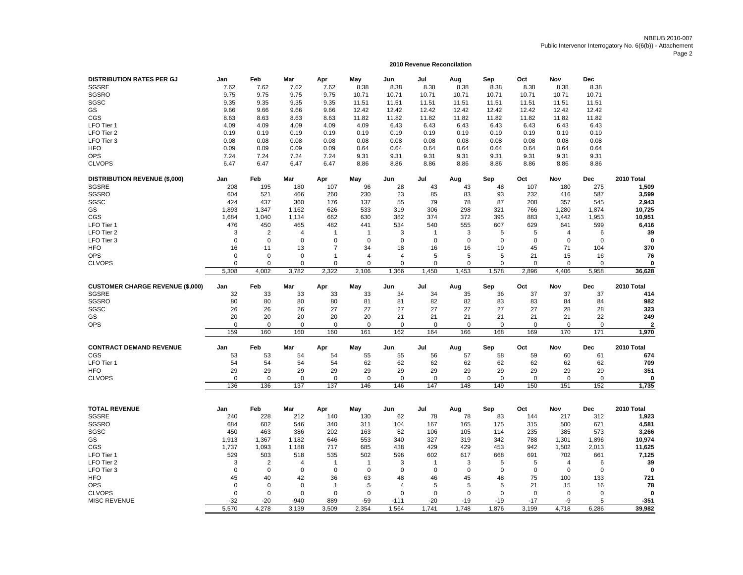NBEUB 2010-007
Public Intervenor Interrogatory No. 6(6(b)) - Attachement

## 2010 Revenue Reconcilation

| DISTRIBUTION RATES PER GJ | Jan | Feb | Mar | Apr | May | Jun | Jul | Aug | Sep | Oct | Nov | Dec |
|---|---|---|---|---|---|---|---|---|---|---|---|---|
| SGSRE | 7.62 | 7.62 | 7.62 | 7.62 | 8.38 | 8.38 | 8.38 | 8.38 | 8.38 | 8.38 | 8.38 | 8.38 |
| SGSRO | 9.75 | 9.75 | 9.75 | 9.75 | 10.71 | 10.71 | 10.71 | 10.71 | 10.71 | 10.71 | 10.71 | 10.71 |
| SGSC | 9.35 | 9.35 | 9.35 | 9.35 | 11.51 | 11.51 | 11.51 | 11.51 | 11.51 | 11.51 | 11.51 | 11.51 |
| GS | 9.66 | 9.66 | 9.66 | 9.66 | 12.42 | 12.42 | 12.42 | 12.42 | 12.42 | 12.42 | 12.42 | 12.42 |
| CGS | 8.63 | 8.63 | 8.63 | 8.63 | 11.82 | 11.82 | 11.82 | 11.82 | 11.82 | 11.82 | 11.82 | 11.82 |
| LFO Tier 1 | 4.09 | 4.09 | 4.09 | 4.09 | 4.09 | 6.43 | 6.43 | 6.43 | 6.43 | 6.43 | 6.43 | 6.43 |
| LFO Tier 2 | 0.19 | 0.19 | 0.19 | 0.19 | 0.19 | 0.19 | 0.19 | 0.19 | 0.19 | 0.19 | 0.19 | 0.19 |
| LFO Tier 3 | 0.08 | 0.08 | 0.08 | 0.08 | 0.08 | 0.08 | 0.08 | 0.08 | 0.08 | 0.08 | 0.08 | 0.08 |
| HFO | 0.09 | 0.09 | 0.09 | 0.09 | 0.64 | 0.64 | 0.64 | 0.64 | 0.64 | 0.64 | 0.64 | 0.64 |
| OPS | 7.24 | 7.24 | 7.24 | 7.24 | 9.31 | 9.31 | 9.31 | 9.31 | 9.31 | 9.31 | 9.31 | 9.31 |
| CLVOPS | 6.47 | 6.47 | 6.47 | 6.47 | 8.86 | 8.86 | 8.86 | 8.86 | 8.86 | 8.86 | 8.86 | 8.86 |

| DISTRIBUTION REVENUE ($,000) | Jan | Feb | Mar | Apr | May | Jun | Jul | Aug | Sep | Oct | Nov | Dec | 2010 Total |
|---|---|---|---|---|---|---|---|---|---|---|---|---|---|
| SGSRE | 208 | 195 | 180 | 107 | 96 | 28 | 43 | 43 | 48 | 107 | 180 | 275 | **1,509** |
| SGSRO | 604 | 521 | 466 | 260 | 230 | 23 | 85 | 83 | 93 | 232 | 416 | 587 | **3,599** |
| SGSC | 424 | 437 | 360 | 176 | 137 | 55 | 79 | 78 | 87 | 208 | 357 | 545 | **2,943** |
| GS | 1,893 | 1,347 | 1,162 | 626 | 533 | 319 | 306 | 298 | 321 | 766 | 1,280 | 1,874 | **10,725** |
| CGS | 1,684 | 1,040 | 1,134 | 662 | 630 | 382 | 374 | 372 | 395 | 883 | 1,442 | 1,953 | **10,951** |
| LFO Tier 1 | 476 | 450 | 465 | 482 | 441 | 534 | 540 | 555 | 607 | 629 | 641 | 599 | **6,416** |
| LFO Tier 2 | 3 | 2 | 4 | 1 | 1 | 3 | 1 | 3 | 5 | 5 | 4 | 6 | **39** |
| LFO Tier 3 | 0 | 0 | 0 | 0 | 0 | 0 | 0 | 0 | 0 | 0 | 0 | 0 | **0** |
| HFO | 16 | 11 | 13 | 7 | 34 | 18 | 16 | 16 | 19 | 45 | 71 | 104 | **370** |
| OPS | 0 | 0 | 0 | 1 | 4 | 4 | 5 | 5 | 5 | 21 | 15 | 16 | **76** |
| CLVOPS | 0 | 0 | 0 | 0 | 0 | 0 | 0 | 0 | 0 | 0 | 0 | 0 | **0** |
| | 5,308 | 4,002 | 3,782 | 2,322 | 2,106 | 1,366 | 1,450 | 1,453 | 1,578 | 2,896 | 4,406 | 5,958 | **36,628** |

| CUSTOMER CHARGE REVENUE ($,000) | Jan | Feb | Mar | Apr | May | Jun | Jul | Aug | Sep | Oct | Nov | Dec | 2010 Total |
|---|---|---|---|---|---|---|---|---|---|---|---|---|---|
| SGSRE | 32 | 33 | 33 | 33 | 33 | 34 | 34 | 35 | 36 | 37 | 37 | 37 | **414** |
| SGSRO | 80 | 80 | 80 | 80 | 81 | 81 | 82 | 82 | 83 | 83 | 84 | 84 | **982** |
| SGSC | 26 | 26 | 26 | 27 | 27 | 27 | 27 | 27 | 27 | 27 | 28 | 28 | **323** |
| GS | 20 | 20 | 20 | 20 | 20 | 21 | 21 | 21 | 21 | 21 | 21 | 22 | **249** |
| OPS | 0 | 0 | 0 | 0 | 0 | 0 | 0 | 0 | 0 | 0 | 0 | 0 | **2** |
| | 159 | 160 | 160 | 160 | 161 | 162 | 164 | 166 | 168 | 169 | 170 | 171 | **1,970** |

| CONTRACT DEMAND REVENUE | Jan | Feb | Mar | Apr | May | Jun | Jul | Aug | Sep | Oct | Nov | Dec | 2010 Total |
|---|---|---|---|---|---|---|---|---|---|---|---|---|---|
| CGS | 53 | 53 | 54 | 54 | 55 | 55 | 56 | 57 | 58 | 59 | 60 | 61 | **674** |
| LFO Tier 1 | 54 | 54 | 54 | 54 | 62 | 62 | 62 | 62 | 62 | 62 | 62 | 62 | **709** |
| HFO | 29 | 29 | 29 | 29 | 29 | 29 | 29 | 29 | 29 | 29 | 29 | 29 | **351** |
| CLVOPS | 0 | 0 | 0 | 0 | 0 | 0 | 0 | 0 | 0 | 0 | 0 | 0 | **0** |
| | 136 | 136 | 137 | 137 | 146 | 146 | 147 | 148 | 149 | 150 | 151 | 152 | **1,735** |

| TOTAL REVENUE | Jan | Feb | Mar | Apr | May | Jun | Jul | Aug | Sep | Oct | Nov | Dec | 2010 Total |
|---|---|---|---|---|---|---|---|---|---|---|---|---|---|
| SGSRE | 240 | 228 | 212 | 140 | 130 | 62 | 78 | 78 | 83 | 144 | 217 | 312 | **1,923** |
| SGSRO | 684 | 602 | 546 | 340 | 311 | 104 | 167 | 165 | 175 | 315 | 500 | 671 | **4,581** |
| SGSC | 450 | 463 | 386 | 202 | 163 | 82 | 106 | 105 | 114 | 235 | 385 | 573 | **3,266** |
| GS | 1,913 | 1,367 | 1,182 | 646 | 553 | 340 | 327 | 319 | 342 | 788 | 1,301 | 1,896 | **10,974** |
| CGS | 1,737 | 1,093 | 1,188 | 717 | 685 | 438 | 429 | 429 | 453 | 942 | 1,502 | 2,013 | **11,625** |
| LFO Tier 1 | 529 | 503 | 518 | 535 | 502 | 596 | 602 | 617 | 668 | 691 | 702 | 661 | **7,125** |
| LFO Tier 2 | 3 | 2 | 4 | 1 | 1 | 3 | 1 | 3 | 5 | 5 | 4 | 6 | **39** |
| LFO Tier 3 | 0 | 0 | 0 | 0 | 0 | 0 | 0 | 0 | 0 | 0 | 0 | 0 | **0** |
| HFO | 45 | 40 | 42 | 36 | 63 | 48 | 46 | 45 | 48 | 75 | 100 | 133 | **721** |
| OPS | 0 | 0 | 0 | 1 | 5 | 4 | 5 | 5 | 5 | 21 | 15 | 16 | **78** |
| CLVOPS | 0 | 0 | 0 | 0 | 0 | 0 | 0 | 0 | 0 | 0 | 0 | 0 | **0** |
| MISC REVENUE | -32 | -20 | -940 | 889 | -59 | -111 | -20 | -19 | -19 | -17 | -9 | 5 | **-351** |
| | 5,570 | 4,278 | 3,139 | 3,509 | 2,354 | 1,564 | 1,741 | 1,748 | 1,876 | 3,199 | 4,718 | 6,286 | **39,982** |